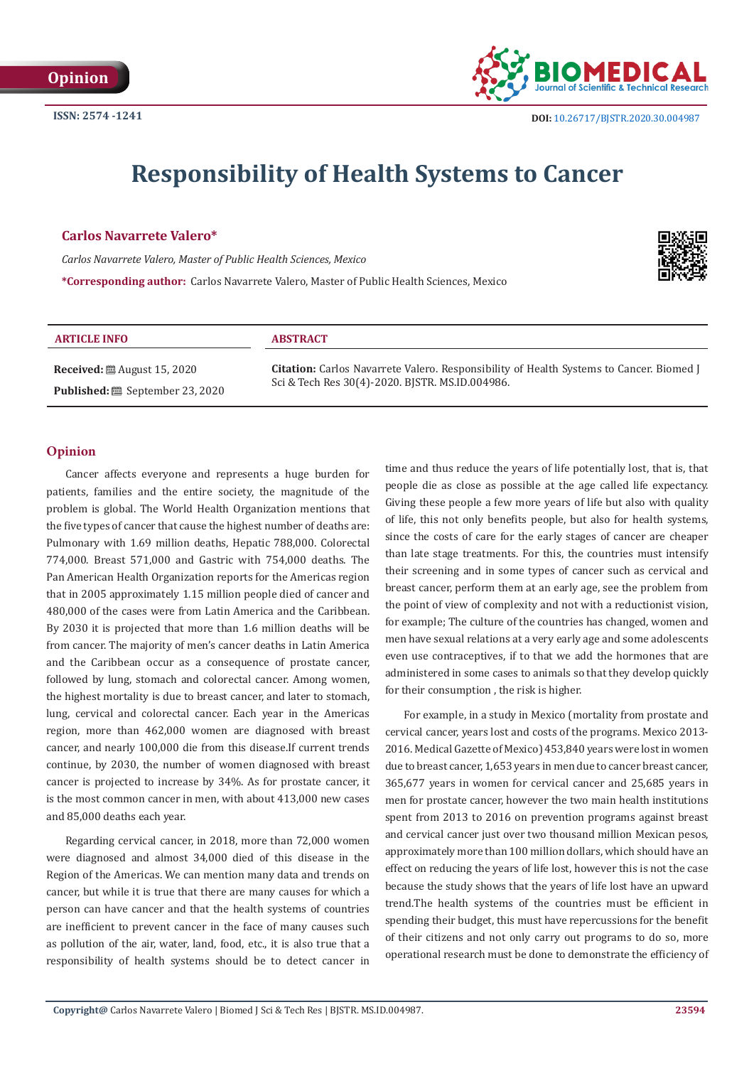Opinion

ISSN: 2574 -1241

DOI: 10.26717/BJSTR.2020.30.004987

# Responsibility of Health Systems to Cancer

**Carlos Navarrete Valero***

*Carlos Navarrete Valero, Master of Public Health Sciences, Mexico*

***Corresponding author:** Carlos Navarrete Valero, Master of Public Health Sciences, Mexico

**ARTICLE INFO**

**Received:** August 15, 2020

**Published:** September 23, 2020

**ABSTRACT**

**Citation:** Carlos Navarrete Valero. Responsibility of Health Systems to Cancer. Biomed J Sci & Tech Res 30(4)-2020. BJSTR. MS.ID.004986.

## Opinion

Cancer affects everyone and represents a huge burden for patients, families and the entire society, the magnitude of the problem is global. The World Health Organization mentions that the five types of cancer that cause the highest number of deaths are: Pulmonary with 1.69 million deaths, Hepatic 788,000. Colorectal 774,000. Breast 571,000 and Gastric with 754,000 deaths. The Pan American Health Organization reports for the Americas region that in 2005 approximately 1.15 million people died of cancer and 480,000 of the cases were from Latin America and the Caribbean. By 2030 it is projected that more than 1.6 million deaths will be from cancer. The majority of men's cancer deaths in Latin America and the Caribbean occur as a consequence of prostate cancer, followed by lung, stomach and colorectal cancer. Among women, the highest mortality is due to breast cancer, and later to stomach, lung, cervical and colorectal cancer. Each year in the Americas region, more than 462,000 women are diagnosed with breast cancer, and nearly 100,000 die from this disease.If current trends continue, by 2030, the number of women diagnosed with breast cancer is projected to increase by 34%. As for prostate cancer, it is the most common cancer in men, with about 413,000 new cases and 85,000 deaths each year.

Regarding cervical cancer, in 2018, more than 72,000 women were diagnosed and almost 34,000 died of this disease in the Region of the Americas. We can mention many data and trends on cancer, but while it is true that there are many causes for which a person can have cancer and that the health systems of countries are inefficient to prevent cancer in the face of many causes such as pollution of the air, water, land, food, etc., it is also true that a responsibility of health systems should be to detect cancer in time and thus reduce the years of life potentially lost, that is, that people die as close as possible at the age called life expectancy. Giving these people a few more years of life but also with quality of life, this not only benefits people, but also for health systems, since the costs of care for the early stages of cancer are cheaper than late stage treatments. For this, the countries must intensify their screening and in some types of cancer such as cervical and breast cancer, perform them at an early age, see the problem from the point of view of complexity and not with a reductionist vision, for example; The culture of the countries has changed, women and men have sexual relations at a very early age and some adolescents even use contraceptives, if to that we add the hormones that are administered in some cases to animals so that they develop quickly for their consumption , the risk is higher.

For example, in a study in Mexico (mortality from prostate and cervical cancer, years lost and costs of the programs. Mexico 2013-2016. Medical Gazette of Mexico) 453,840 years were lost in women due to breast cancer, 1,653 years in men due to cancer breast cancer, 365,677 years in women for cervical cancer and 25,685 years in men for prostate cancer, however the two main health institutions spent from 2013 to 2016 on prevention programs against breast and cervical cancer just over two thousand million Mexican pesos, approximately more than 100 million dollars, which should have an effect on reducing the years of life lost, however this is not the case because the study shows that the years of life lost have an upward trend.The health systems of the countries must be efficient in spending their budget, this must have repercussions for the benefit of their citizens and not only carry out programs to do so, more operational research must be done to demonstrate the efficiency of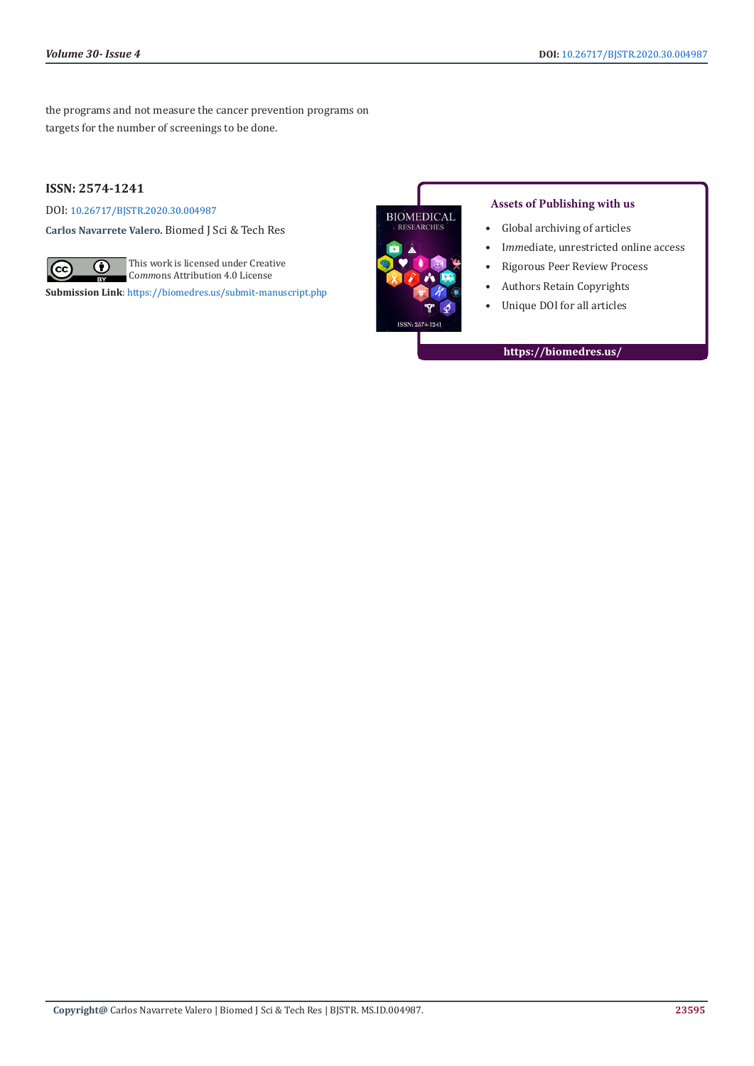the programs and not measure the cancer prevention programs on targets for the number of screenings to be done.

**ISSN: 2574-1241**

DOI: 10.26717/BJSTR.2020.30.004987

**Carlos Navarrete Valero.** Biomed J Sci & Tech Res

This work is licensed under Creative Commons Attribution 4.0 License

**Submission Link**: https://biomedres.us/submit-manuscript.php

**Assets of Publishing with us**

- Global archiving of articles
- Immediate, unrestricted online access
- Rigorous Peer Review Process
- Authors Retain Copyrights
- Unique DOI for all articles

**https://biomedres.us/**